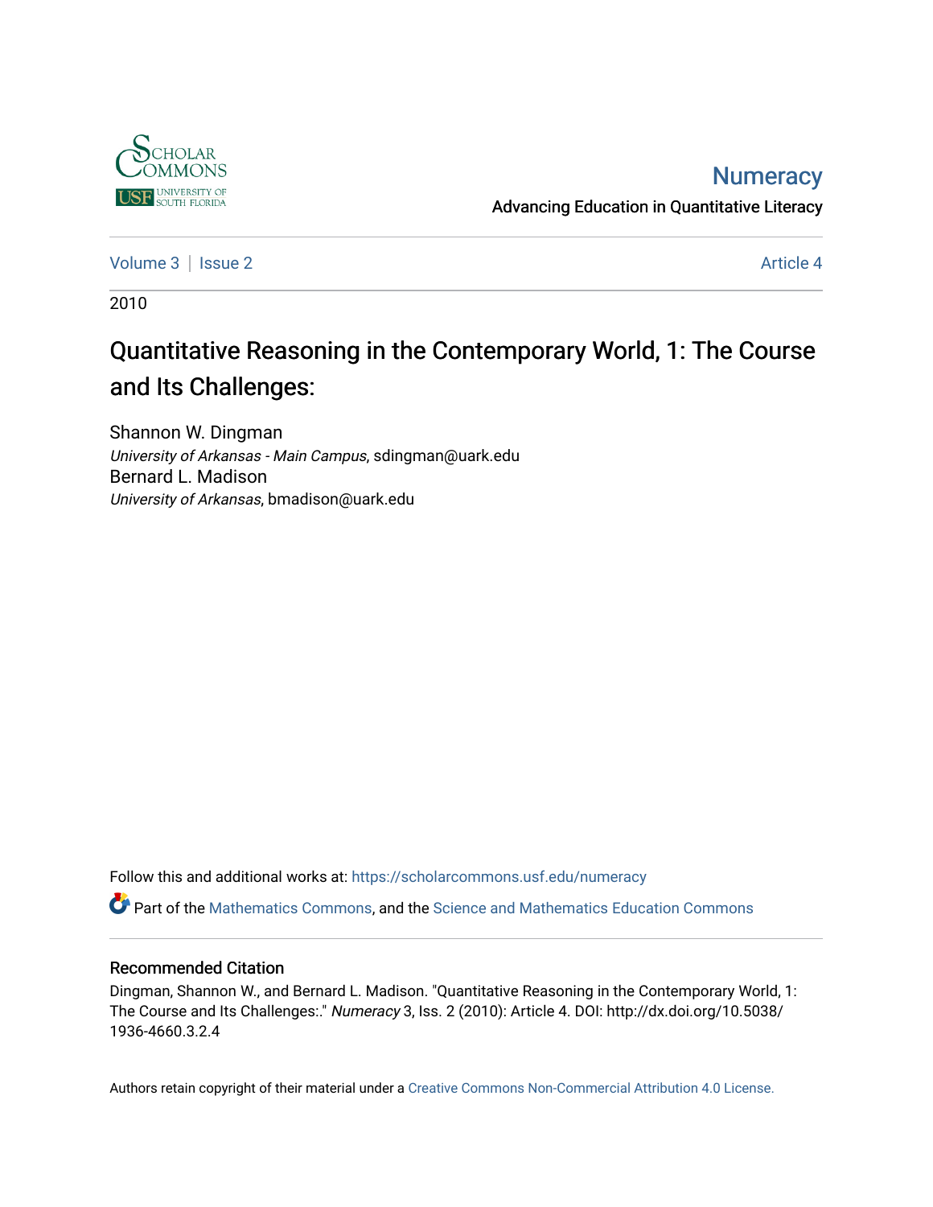Numeracy

Advancing Education in Quantitative Literacy

Volume 3 | Issue 2 | Article 4

2010

# Quantitative Reasoning in the Contemporary World, 1: The Course and Its Challenges:

Shannon W. Dingman
*University of Arkansas - Main Campus*, sdingman@uark.edu

Bernard L. Madison
*University of Arkansas*, bmadison@uark.edu

Follow this and additional works at: https://scholarcommons.usf.edu/numeracy

Part of the Mathematics Commons, and the Science and Mathematics Education Commons

## Recommended Citation

Dingman, Shannon W., and Bernard L. Madison. "Quantitative Reasoning in the Contemporary World, 1: The Course and Its Challenges:." *Numeracy* 3, Iss. 2 (2010): Article 4. DOI: http://dx.doi.org/10.5038/1936-4660.3.2.4

Authors retain copyright of their material under a Creative Commons Non-Commercial Attribution 4.0 License.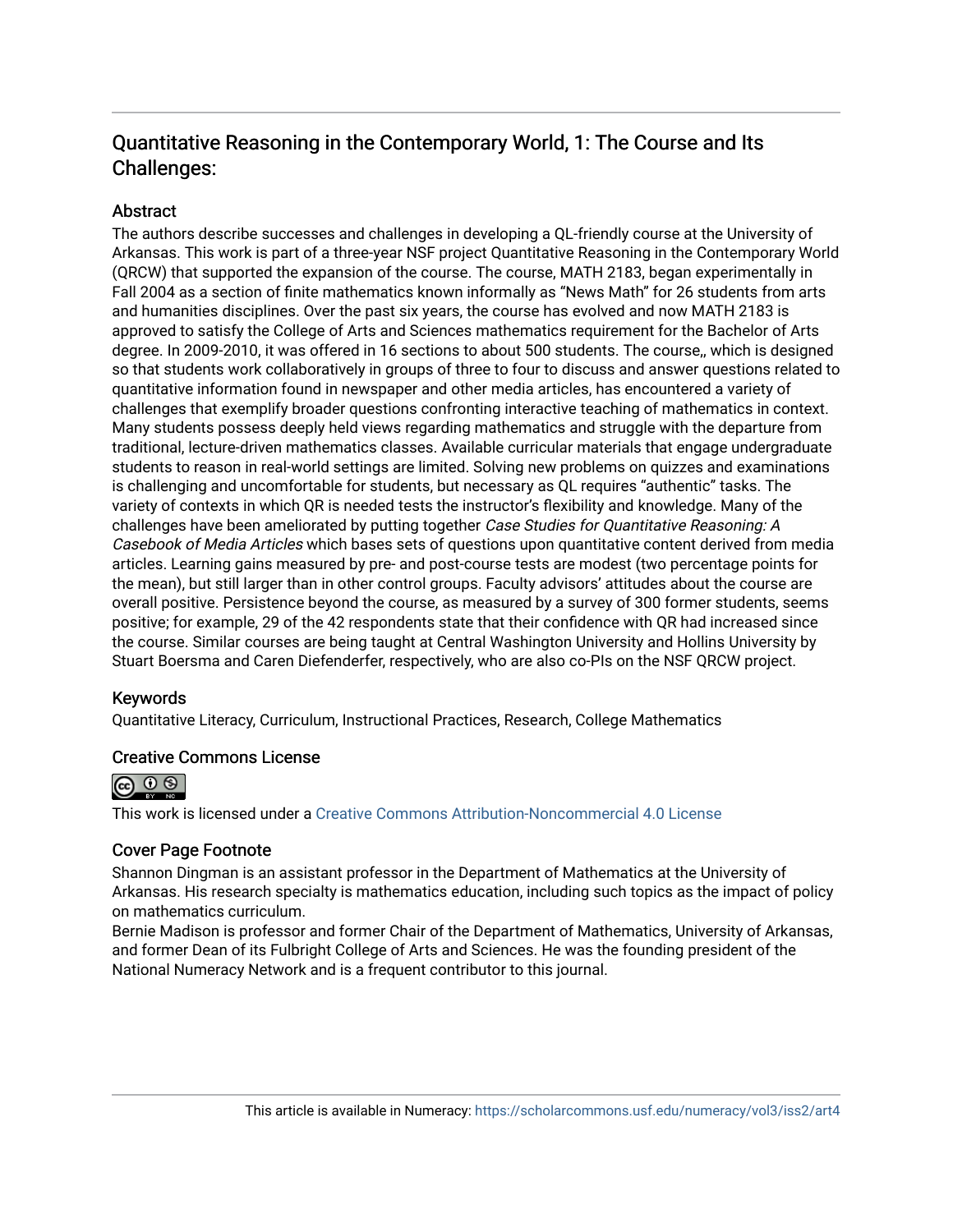# Quantitative Reasoning in the Contemporary World, 1: The Course and Its Challenges:

## Abstract

The authors describe successes and challenges in developing a QL-friendly course at the University of Arkansas. This work is part of a three-year NSF project Quantitative Reasoning in the Contemporary World (QRCW) that supported the expansion of the course. The course, MATH 2183, began experimentally in Fall 2004 as a section of finite mathematics known informally as "News Math" for 26 students from arts and humanities disciplines. Over the past six years, the course has evolved and now MATH 2183 is approved to satisfy the College of Arts and Sciences mathematics requirement for the Bachelor of Arts degree. In 2009-2010, it was offered in 16 sections to about 500 students. The course,, which is designed so that students work collaboratively in groups of three to four to discuss and answer questions related to quantitative information found in newspaper and other media articles, has encountered a variety of challenges that exemplify broader questions confronting interactive teaching of mathematics in context. Many students possess deeply held views regarding mathematics and struggle with the departure from traditional, lecture-driven mathematics classes. Available curricular materials that engage undergraduate students to reason in real-world settings are limited. Solving new problems on quizzes and examinations is challenging and uncomfortable for students, but necessary as QL requires "authentic" tasks. The variety of contexts in which QR is needed tests the instructor's flexibility and knowledge. Many of the challenges have been ameliorated by putting together *Case Studies for Quantitative Reasoning: A Casebook of Media Articles* which bases sets of questions upon quantitative content derived from media articles. Learning gains measured by pre- and post-course tests are modest (two percentage points for the mean), but still larger than in other control groups. Faculty advisors' attitudes about the course are overall positive. Persistence beyond the course, as measured by a survey of 300 former students, seems positive; for example, 29 of the 42 respondents state that their confidence with QR had increased since the course. Similar courses are being taught at Central Washington University and Hollins University by Stuart Boersma and Caren Diefenderfer, respectively, who are also co-PIs on the NSF QRCW project.

## Keywords

Quantitative Literacy, Curriculum, Instructional Practices, Research, College Mathematics

## Creative Commons License

This work is licensed under a Creative Commons Attribution-Noncommercial 4.0 License

## Cover Page Footnote

Shannon Dingman is an assistant professor in the Department of Mathematics at the University of Arkansas. His research specialty is mathematics education, including such topics as the impact of policy on mathematics curriculum.

Bernie Madison is professor and former Chair of the Department of Mathematics, University of Arkansas, and former Dean of its Fulbright College of Arts and Sciences. He was the founding president of the National Numeracy Network and is a frequent contributor to this journal.

This article is available in Numeracy: https://scholarcommons.usf.edu/numeracy/vol3/iss2/art4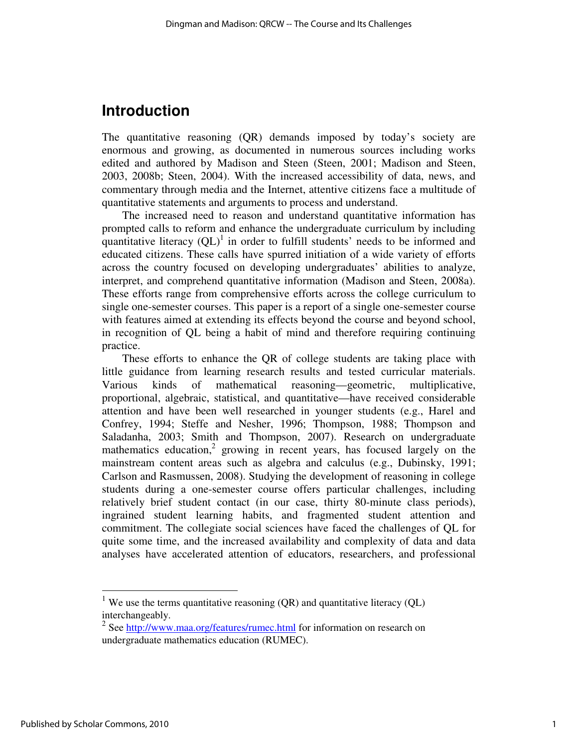## Introduction

The quantitative reasoning (QR) demands imposed by today's society are enormous and growing, as documented in numerous sources including works edited and authored by Madison and Steen (Steen, 2001; Madison and Steen, 2003, 2008b; Steen, 2004). With the increased accessibility of data, news, and commentary through media and the Internet, attentive citizens face a multitude of quantitative statements and arguments to process and understand.

The increased need to reason and understand quantitative information has prompted calls to reform and enhance the undergraduate curriculum by including quantitative literacy (QL)[1] in order to fulfill students' needs to be informed and educated citizens. These calls have spurred initiation of a wide variety of efforts across the country focused on developing undergraduates' abilities to analyze, interpret, and comprehend quantitative information (Madison and Steen, 2008a). These efforts range from comprehensive efforts across the college curriculum to single one-semester courses. This paper is a report of a single one-semester course with features aimed at extending its effects beyond the course and beyond school, in recognition of QL being a habit of mind and therefore requiring continuing practice.

These efforts to enhance the QR of college students are taking place with little guidance from learning research results and tested curricular materials. Various kinds of mathematical reasoning—geometric, multiplicative, proportional, algebraic, statistical, and quantitative—have received considerable attention and have been well researched in younger students (e.g., Harel and Confrey, 1994; Steffe and Nesher, 1996; Thompson, 1988; Thompson and Saladanha, 2003; Smith and Thompson, 2007). Research on undergraduate mathematics education,[2] growing in recent years, has focused largely on the mainstream content areas such as algebra and calculus (e.g., Dubinsky, 1991; Carlson and Rasmussen, 2008). Studying the development of reasoning in college students during a one-semester course offers particular challenges, including relatively brief student contact (in our case, thirty 80-minute class periods), ingrained student learning habits, and fragmented student attention and commitment. The collegiate social sciences have faced the challenges of QL for quite some time, and the increased availability and complexity of data and data analyses have accelerated attention of educators, researchers, and professional

---

[1] We use the terms quantitative reasoning (QR) and quantitative literacy (QL) interchangeably.

[2] See http://www.maa.org/features/rumec.html for information on research on undergraduate mathematics education (RUMEC).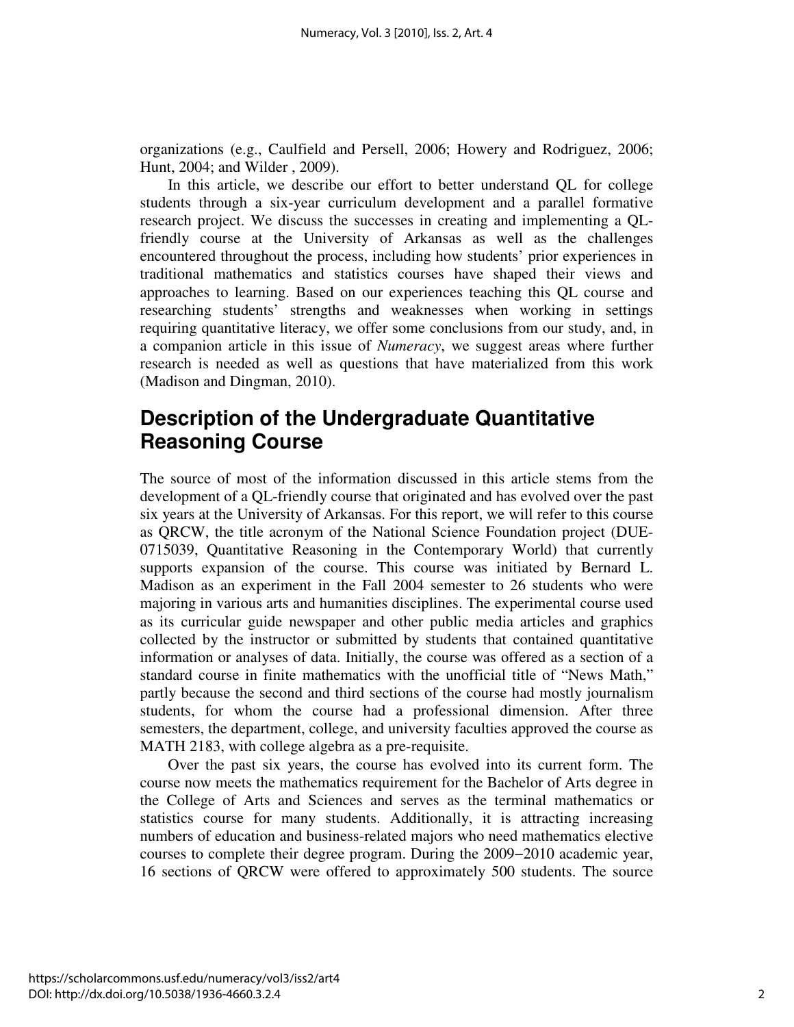organizations (e.g., Caulfield and Persell, 2006; Howery and Rodriguez, 2006; Hunt, 2004; and Wilder , 2009).

In this article, we describe our effort to better understand QL for college students through a six-year curriculum development and a parallel formative research project. We discuss the successes in creating and implementing a QL-friendly course at the University of Arkansas as well as the challenges encountered throughout the process, including how students' prior experiences in traditional mathematics and statistics courses have shaped their views and approaches to learning. Based on our experiences teaching this QL course and researching students' strengths and weaknesses when working in settings requiring quantitative literacy, we offer some conclusions from our study, and, in a companion article in this issue of *Numeracy*, we suggest areas where further research is needed as well as questions that have materialized from this work (Madison and Dingman, 2010).

## Description of the Undergraduate Quantitative Reasoning Course

The source of most of the information discussed in this article stems from the development of a QL-friendly course that originated and has evolved over the past six years at the University of Arkansas. For this report, we will refer to this course as QRCW, the title acronym of the National Science Foundation project (DUE-0715039, Quantitative Reasoning in the Contemporary World) that currently supports expansion of the course. This course was initiated by Bernard L. Madison as an experiment in the Fall 2004 semester to 26 students who were majoring in various arts and humanities disciplines. The experimental course used as its curricular guide newspaper and other public media articles and graphics collected by the instructor or submitted by students that contained quantitative information or analyses of data. Initially, the course was offered as a section of a standard course in finite mathematics with the unofficial title of "News Math," partly because the second and third sections of the course had mostly journalism students, for whom the course had a professional dimension. After three semesters, the department, college, and university faculties approved the course as MATH 2183, with college algebra as a pre-requisite.

Over the past six years, the course has evolved into its current form. The course now meets the mathematics requirement for the Bachelor of Arts degree in the College of Arts and Sciences and serves as the terminal mathematics or statistics course for many students. Additionally, it is attracting increasing numbers of education and business-related majors who need mathematics elective courses to complete their degree program. During the 2009−2010 academic year, 16 sections of QRCW were offered to approximately 500 students. The source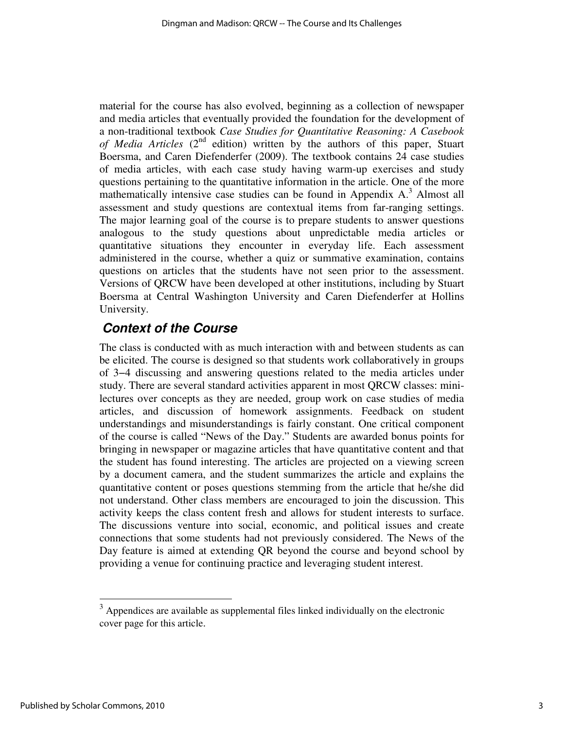material for the course has also evolved, beginning as a collection of newspaper and media articles that eventually provided the foundation for the development of a non-traditional textbook *Case Studies for Quantitative Reasoning: A Casebook of Media Articles* (2nd edition) written by the authors of this paper, Stuart Boersma, and Caren Diefenderfer (2009). The textbook contains 24 case studies of media articles, with each case study having warm-up exercises and study questions pertaining to the quantitative information in the article. One of the more mathematically intensive case studies can be found in Appendix A.[3] Almost all assessment and study questions are contextual items from far-ranging settings. The major learning goal of the course is to prepare students to answer questions analogous to the study questions about unpredictable media articles or quantitative situations they encounter in everyday life. Each assessment administered in the course, whether a quiz or summative examination, contains questions on articles that the students have not seen prior to the assessment. Versions of QRCW have been developed at other institutions, including by Stuart Boersma at Central Washington University and Caren Diefenderfer at Hollins University.

## Context of the Course

The class is conducted with as much interaction with and between students as can be elicited. The course is designed so that students work collaboratively in groups of 3–4 discussing and answering questions related to the media articles under study. There are several standard activities apparent in most QRCW classes: mini-lectures over concepts as they are needed, group work on case studies of media articles, and discussion of homework assignments. Feedback on student understandings and misunderstandings is fairly constant. One critical component of the course is called "News of the Day." Students are awarded bonus points for bringing in newspaper or magazine articles that have quantitative content and that the student has found interesting. The articles are projected on a viewing screen by a document camera, and the student summarizes the article and explains the quantitative content or poses questions stemming from the article that he/she did not understand. Other class members are encouraged to join the discussion. This activity keeps the class content fresh and allows for student interests to surface. The discussions venture into social, economic, and political issues and create connections that some students had not previously considered. The News of the Day feature is aimed at extending QR beyond the course and beyond school by providing a venue for continuing practice and leveraging student interest.

[3] Appendices are available as supplemental files linked individually on the electronic cover page for this article.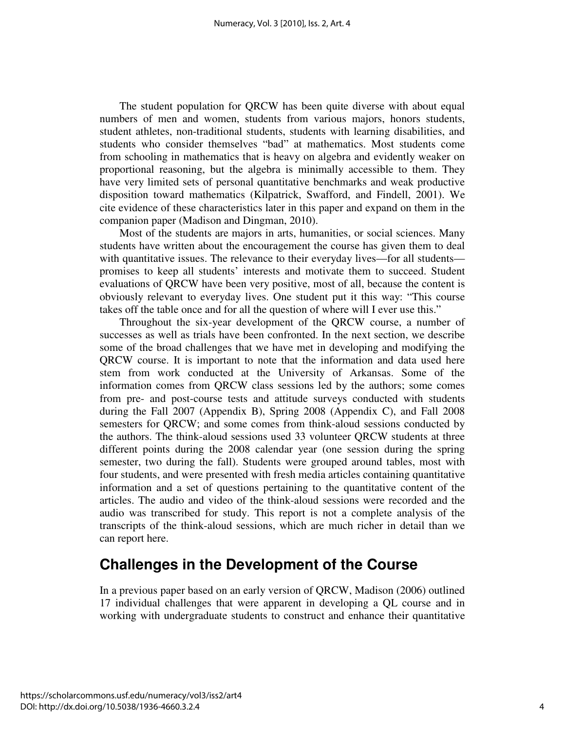The student population for QRCW has been quite diverse with about equal numbers of men and women, students from various majors, honors students, student athletes, non-traditional students, students with learning disabilities, and students who consider themselves "bad" at mathematics. Most students come from schooling in mathematics that is heavy on algebra and evidently weaker on proportional reasoning, but the algebra is minimally accessible to them. They have very limited sets of personal quantitative benchmarks and weak productive disposition toward mathematics (Kilpatrick, Swafford, and Findell, 2001). We cite evidence of these characteristics later in this paper and expand on them in the companion paper (Madison and Dingman, 2010).

Most of the students are majors in arts, humanities, or social sciences. Many students have written about the encouragement the course has given them to deal with quantitative issues. The relevance to their everyday lives—for all students—promises to keep all students' interests and motivate them to succeed. Student evaluations of QRCW have been very positive, most of all, because the content is obviously relevant to everyday lives. One student put it this way: "This course takes off the table once and for all the question of where will I ever use this."

Throughout the six-year development of the QRCW course, a number of successes as well as trials have been confronted. In the next section, we describe some of the broad challenges that we have met in developing and modifying the QRCW course. It is important to note that the information and data used here stem from work conducted at the University of Arkansas. Some of the information comes from QRCW class sessions led by the authors; some comes from pre- and post-course tests and attitude surveys conducted with students during the Fall 2007 (Appendix B), Spring 2008 (Appendix C), and Fall 2008 semesters for QRCW; and some comes from think-aloud sessions conducted by the authors. The think-aloud sessions used 33 volunteer QRCW students at three different points during the 2008 calendar year (one session during the spring semester, two during the fall). Students were grouped around tables, most with four students, and were presented with fresh media articles containing quantitative information and a set of questions pertaining to the quantitative content of the articles. The audio and video of the think-aloud sessions were recorded and the audio was transcribed for study. This report is not a complete analysis of the transcripts of the think-aloud sessions, which are much richer in detail than we can report here.

## Challenges in the Development of the Course

In a previous paper based on an early version of QRCW, Madison (2006) outlined 17 individual challenges that were apparent in developing a QL course and in working with undergraduate students to construct and enhance their quantitative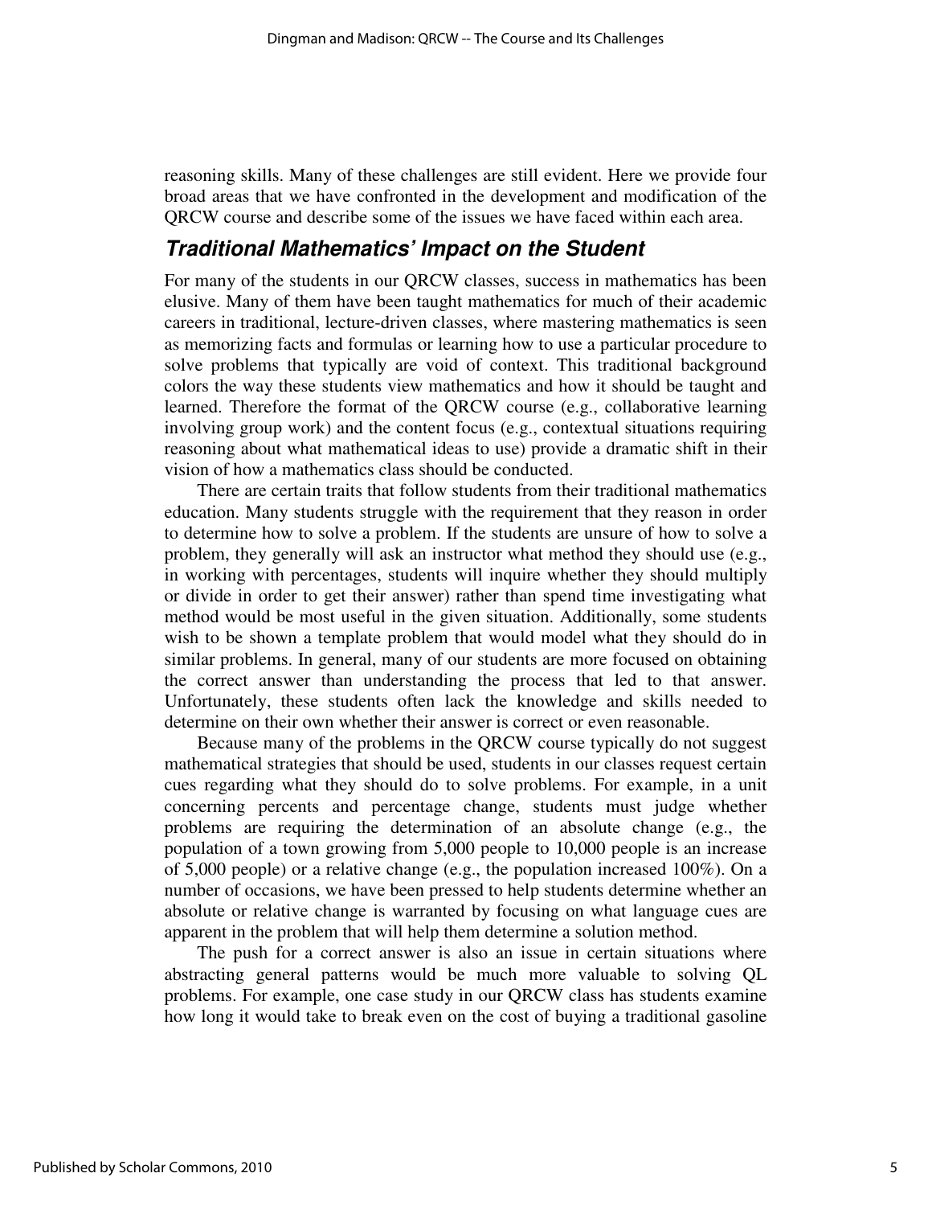reasoning skills. Many of these challenges are still evident. Here we provide four broad areas that we have confronted in the development and modification of the QRCW course and describe some of the issues we have faced within each area.

## *Traditional Mathematics' Impact on the Student*

For many of the students in our QRCW classes, success in mathematics has been elusive. Many of them have been taught mathematics for much of their academic careers in traditional, lecture-driven classes, where mastering mathematics is seen as memorizing facts and formulas or learning how to use a particular procedure to solve problems that typically are void of context. This traditional background colors the way these students view mathematics and how it should be taught and learned. Therefore the format of the QRCW course (e.g., collaborative learning involving group work) and the content focus (e.g., contextual situations requiring reasoning about what mathematical ideas to use) provide a dramatic shift in their vision of how a mathematics class should be conducted.

There are certain traits that follow students from their traditional mathematics education. Many students struggle with the requirement that they reason in order to determine how to solve a problem. If the students are unsure of how to solve a problem, they generally will ask an instructor what method they should use (e.g., in working with percentages, students will inquire whether they should multiply or divide in order to get their answer) rather than spend time investigating what method would be most useful in the given situation. Additionally, some students wish to be shown a template problem that would model what they should do in similar problems. In general, many of our students are more focused on obtaining the correct answer than understanding the process that led to that answer. Unfortunately, these students often lack the knowledge and skills needed to determine on their own whether their answer is correct or even reasonable.

Because many of the problems in the QRCW course typically do not suggest mathematical strategies that should be used, students in our classes request certain cues regarding what they should do to solve problems. For example, in a unit concerning percents and percentage change, students must judge whether problems are requiring the determination of an absolute change (e.g., the population of a town growing from 5,000 people to 10,000 people is an increase of 5,000 people) or a relative change (e.g., the population increased 100%). On a number of occasions, we have been pressed to help students determine whether an absolute or relative change is warranted by focusing on what language cues are apparent in the problem that will help them determine a solution method.

The push for a correct answer is also an issue in certain situations where abstracting general patterns would be much more valuable to solving QL problems. For example, one case study in our QRCW class has students examine how long it would take to break even on the cost of buying a traditional gasoline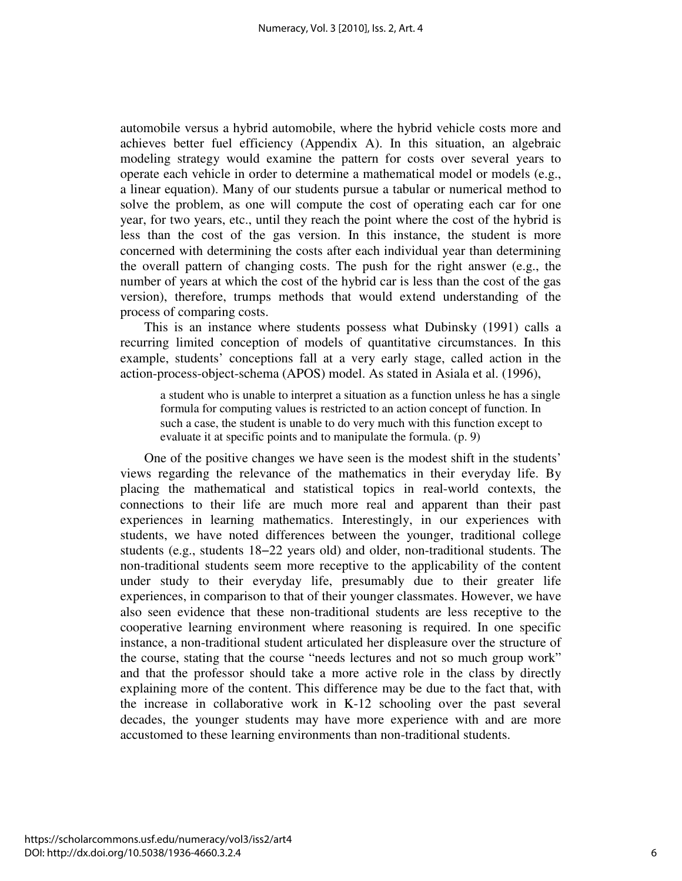automobile versus a hybrid automobile, where the hybrid vehicle costs more and achieves better fuel efficiency (Appendix A). In this situation, an algebraic modeling strategy would examine the pattern for costs over several years to operate each vehicle in order to determine a mathematical model or models (e.g., a linear equation). Many of our students pursue a tabular or numerical method to solve the problem, as one will compute the cost of operating each car for one year, for two years, etc., until they reach the point where the cost of the hybrid is less than the cost of the gas version. In this instance, the student is more concerned with determining the costs after each individual year than determining the overall pattern of changing costs. The push for the right answer (e.g., the number of years at which the cost of the hybrid car is less than the cost of the gas version), therefore, trumps methods that would extend understanding of the process of comparing costs.

This is an instance where students possess what Dubinsky (1991) calls a recurring limited conception of models of quantitative circumstances. In this example, students' conceptions fall at a very early stage, called action in the action-process-object-schema (APOS) model. As stated in Asiala et al. (1996),

> a student who is unable to interpret a situation as a function unless he has a single formula for computing values is restricted to an action concept of function. In such a case, the student is unable to do very much with this function except to evaluate it at specific points and to manipulate the formula. (p. 9)

One of the positive changes we have seen is the modest shift in the students' views regarding the relevance of the mathematics in their everyday life. By placing the mathematical and statistical topics in real-world contexts, the connections to their life are much more real and apparent than their past experiences in learning mathematics. Interestingly, in our experiences with students, we have noted differences between the younger, traditional college students (e.g., students 18–22 years old) and older, non-traditional students. The non-traditional students seem more receptive to the applicability of the content under study to their everyday life, presumably due to their greater life experiences, in comparison to that of their younger classmates. However, we have also seen evidence that these non-traditional students are less receptive to the cooperative learning environment where reasoning is required. In one specific instance, a non-traditional student articulated her displeasure over the structure of the course, stating that the course "needs lectures and not so much group work" and that the professor should take a more active role in the class by directly explaining more of the content. This difference may be due to the fact that, with the increase in collaborative work in K-12 schooling over the past several decades, the younger students may have more experience with and are more accustomed to these learning environments than non-traditional students.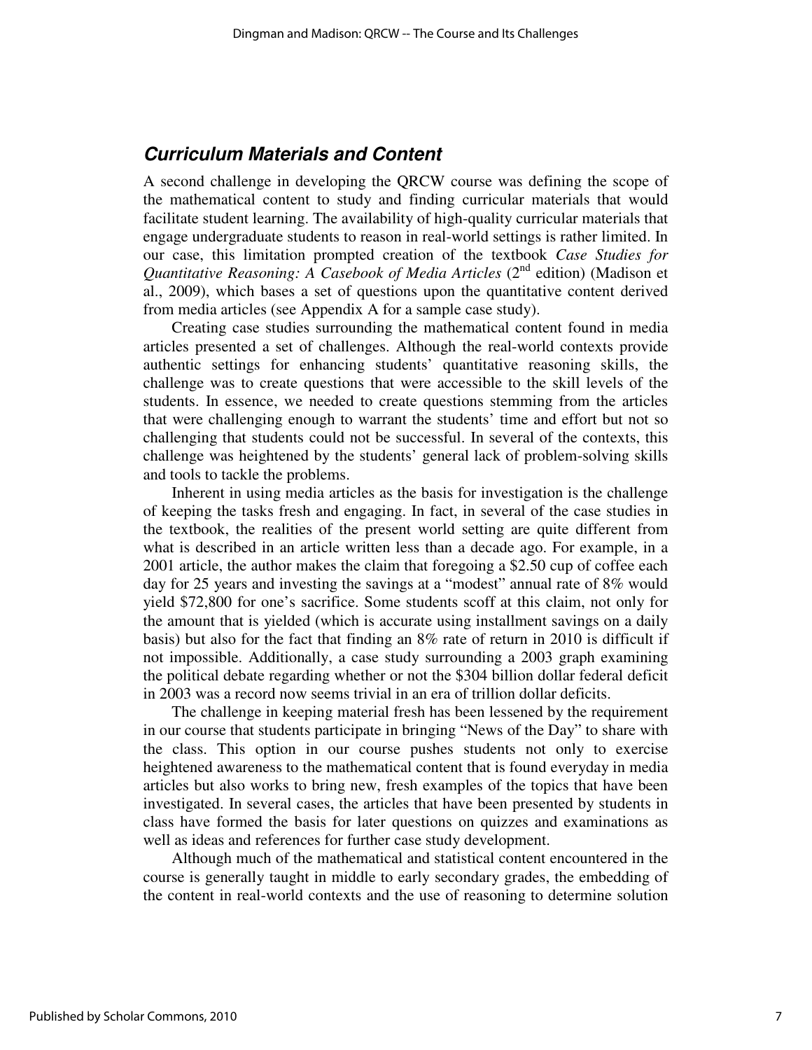## *Curriculum Materials and Content*

A second challenge in developing the QRCW course was defining the scope of the mathematical content to study and finding curricular materials that would facilitate student learning. The availability of high-quality curricular materials that engage undergraduate students to reason in real-world settings is rather limited. In our case, this limitation prompted creation of the textbook *Case Studies for Quantitative Reasoning: A Casebook of Media Articles* (2nd edition) (Madison et al., 2009), which bases a set of questions upon the quantitative content derived from media articles (see Appendix A for a sample case study).

Creating case studies surrounding the mathematical content found in media articles presented a set of challenges. Although the real-world contexts provide authentic settings for enhancing students' quantitative reasoning skills, the challenge was to create questions that were accessible to the skill levels of the students. In essence, we needed to create questions stemming from the articles that were challenging enough to warrant the students' time and effort but not so challenging that students could not be successful. In several of the contexts, this challenge was heightened by the students' general lack of problem-solving skills and tools to tackle the problems.

Inherent in using media articles as the basis for investigation is the challenge of keeping the tasks fresh and engaging. In fact, in several of the case studies in the textbook, the realities of the present world setting are quite different from what is described in an article written less than a decade ago. For example, in a 2001 article, the author makes the claim that foregoing a $2.50 cup of coffee each day for 25 years and investing the savings at a "modest" annual rate of 8% would yield $72,800 for one's sacrifice. Some students scoff at this claim, not only for the amount that is yielded (which is accurate using installment savings on a daily basis) but also for the fact that finding an 8% rate of return in 2010 is difficult if not impossible. Additionally, a case study surrounding a 2003 graph examining the political debate regarding whether or not the $304 billion dollar federal deficit in 2003 was a record now seems trivial in an era of trillion dollar deficits.

The challenge in keeping material fresh has been lessened by the requirement in our course that students participate in bringing "News of the Day" to share with the class. This option in our course pushes students not only to exercise heightened awareness to the mathematical content that is found everyday in media articles but also works to bring new, fresh examples of the topics that have been investigated. In several cases, the articles that have been presented by students in class have formed the basis for later questions on quizzes and examinations as well as ideas and references for further case study development.

Although much of the mathematical and statistical content encountered in the course is generally taught in middle to early secondary grades, the embedding of the content in real-world contexts and the use of reasoning to determine solution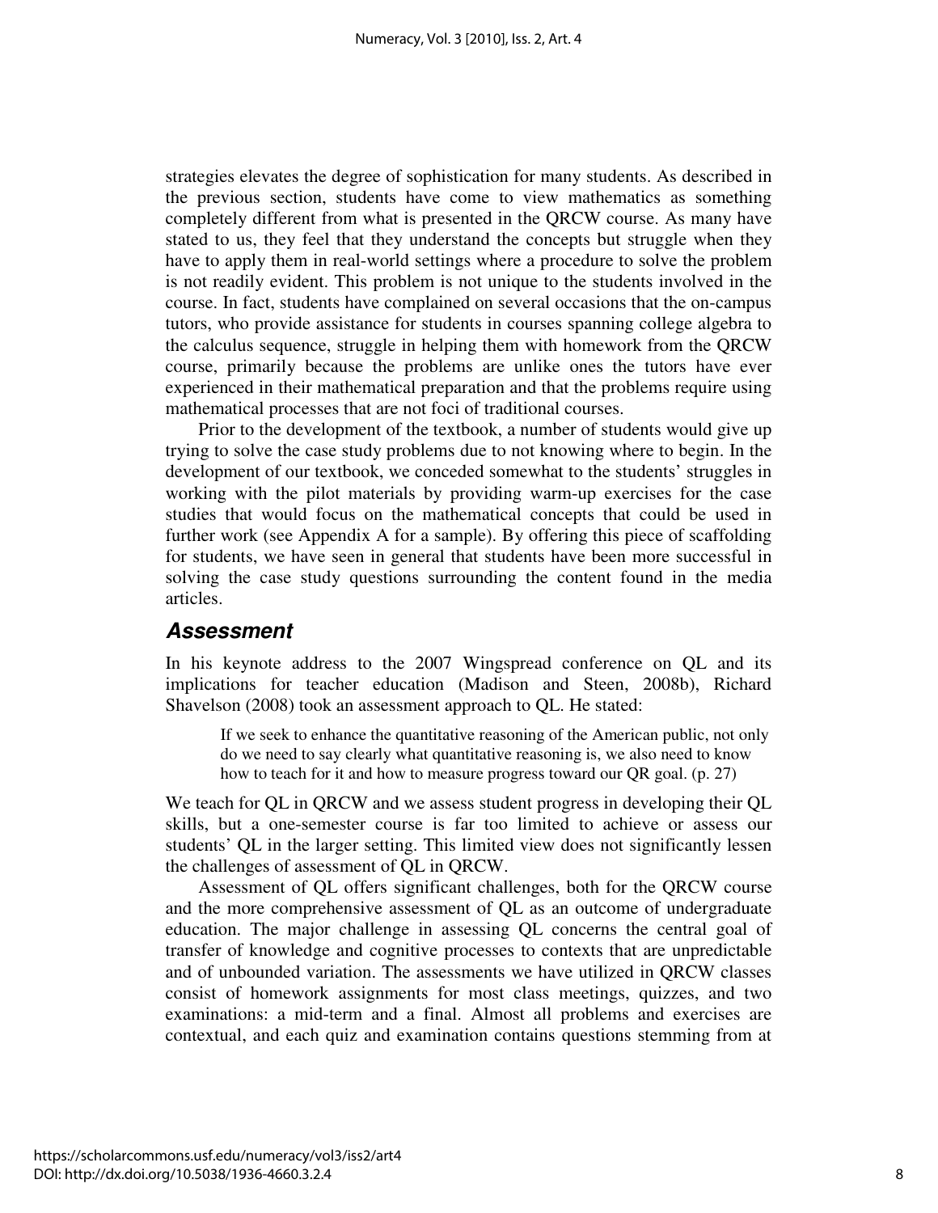strategies elevates the degree of sophistication for many students. As described in the previous section, students have come to view mathematics as something completely different from what is presented in the QRCW course. As many have stated to us, they feel that they understand the concepts but struggle when they have to apply them in real-world settings where a procedure to solve the problem is not readily evident. This problem is not unique to the students involved in the course. In fact, students have complained on several occasions that the on-campus tutors, who provide assistance for students in courses spanning college algebra to the calculus sequence, struggle in helping them with homework from the QRCW course, primarily because the problems are unlike ones the tutors have ever experienced in their mathematical preparation and that the problems require using mathematical processes that are not foci of traditional courses.

Prior to the development of the textbook, a number of students would give up trying to solve the case study problems due to not knowing where to begin. In the development of our textbook, we conceded somewhat to the students' struggles in working with the pilot materials by providing warm-up exercises for the case studies that would focus on the mathematical concepts that could be used in further work (see Appendix A for a sample). By offering this piece of scaffolding for students, we have seen in general that students have been more successful in solving the case study questions surrounding the content found in the media articles.

## Assessment

In his keynote address to the 2007 Wingspread conference on QL and its implications for teacher education (Madison and Steen, 2008b), Richard Shavelson (2008) took an assessment approach to QL. He stated:

> If we seek to enhance the quantitative reasoning of the American public, not only do we need to say clearly what quantitative reasoning is, we also need to know how to teach for it and how to measure progress toward our QR goal. (p. 27)

We teach for QL in QRCW and we assess student progress in developing their QL skills, but a one-semester course is far too limited to achieve or assess our students' QL in the larger setting. This limited view does not significantly lessen the challenges of assessment of QL in QRCW.

Assessment of QL offers significant challenges, both for the QRCW course and the more comprehensive assessment of QL as an outcome of undergraduate education. The major challenge in assessing QL concerns the central goal of transfer of knowledge and cognitive processes to contexts that are unpredictable and of unbounded variation. The assessments we have utilized in QRCW classes consist of homework assignments for most class meetings, quizzes, and two examinations: a mid-term and a final. Almost all problems and exercises are contextual, and each quiz and examination contains questions stemming from at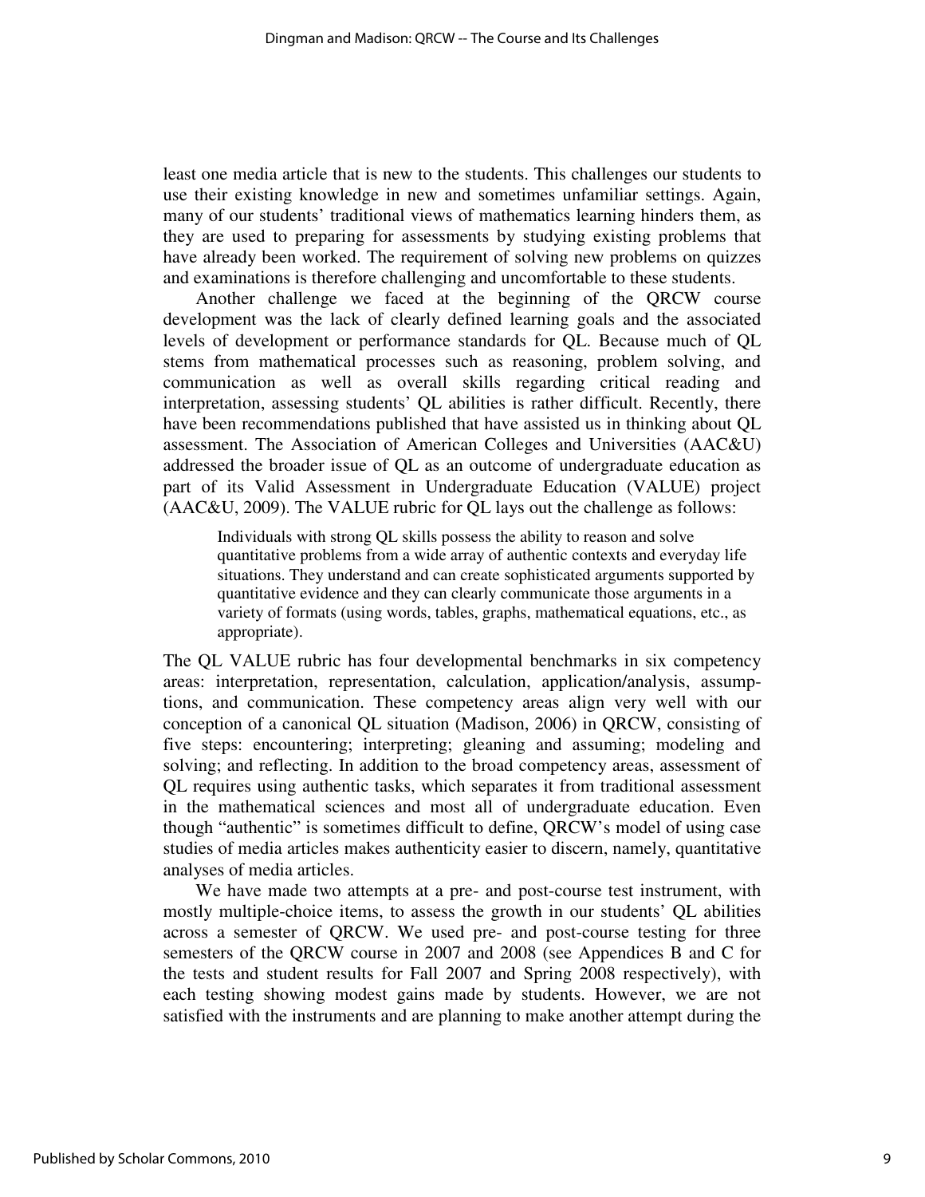least one media article that is new to the students. This challenges our students to use their existing knowledge in new and sometimes unfamiliar settings. Again, many of our students' traditional views of mathematics learning hinders them, as they are used to preparing for assessments by studying existing problems that have already been worked. The requirement of solving new problems on quizzes and examinations is therefore challenging and uncomfortable to these students.

Another challenge we faced at the beginning of the QRCW course development was the lack of clearly defined learning goals and the associated levels of development or performance standards for QL. Because much of QL stems from mathematical processes such as reasoning, problem solving, and communication as well as overall skills regarding critical reading and interpretation, assessing students' QL abilities is rather difficult. Recently, there have been recommendations published that have assisted us in thinking about QL assessment. The Association of American Colleges and Universities (AAC&U) addressed the broader issue of QL as an outcome of undergraduate education as part of its Valid Assessment in Undergraduate Education (VALUE) project (AAC&U, 2009). The VALUE rubric for QL lays out the challenge as follows:

> Individuals with strong QL skills possess the ability to reason and solve quantitative problems from a wide array of authentic contexts and everyday life situations. They understand and can create sophisticated arguments supported by quantitative evidence and they can clearly communicate those arguments in a variety of formats (using words, tables, graphs, mathematical equations, etc., as appropriate).

The QL VALUE rubric has four developmental benchmarks in six competency areas: interpretation, representation, calculation, application/analysis, assumptions, and communication. These competency areas align very well with our conception of a canonical QL situation (Madison, 2006) in QRCW, consisting of five steps: encountering; interpreting; gleaning and assuming; modeling and solving; and reflecting. In addition to the broad competency areas, assessment of QL requires using authentic tasks, which separates it from traditional assessment in the mathematical sciences and most all of undergraduate education. Even though "authentic" is sometimes difficult to define, QRCW's model of using case studies of media articles makes authenticity easier to discern, namely, quantitative analyses of media articles.

We have made two attempts at a pre- and post-course test instrument, with mostly multiple-choice items, to assess the growth in our students' QL abilities across a semester of QRCW. We used pre- and post-course testing for three semesters of the QRCW course in 2007 and 2008 (see Appendices B and C for the tests and student results for Fall 2007 and Spring 2008 respectively), with each testing showing modest gains made by students. However, we are not satisfied with the instruments and are planning to make another attempt during the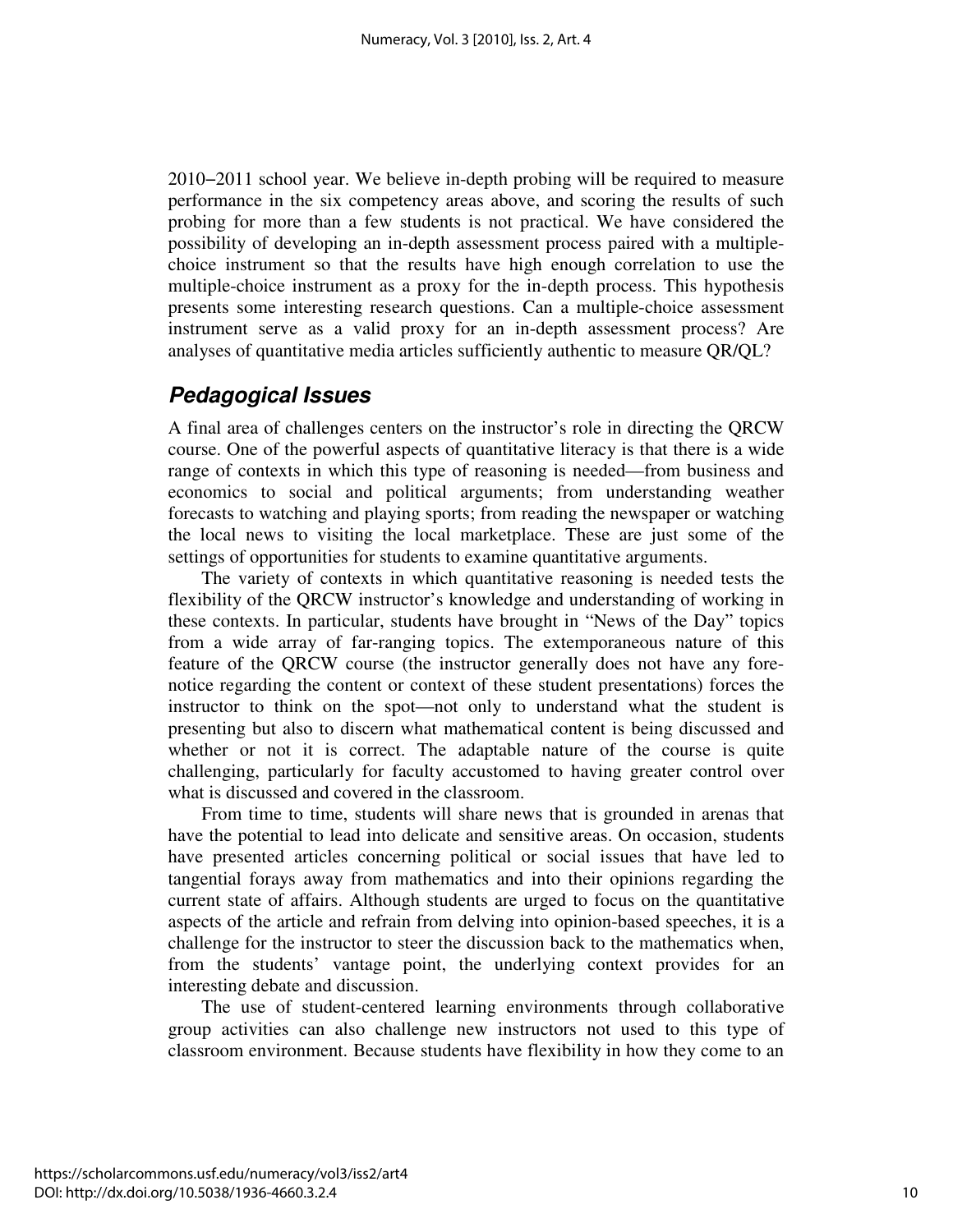2010–2011 school year. We believe in-depth probing will be required to measure performance in the six competency areas above, and scoring the results of such probing for more than a few students is not practical. We have considered the possibility of developing an in-depth assessment process paired with a multiple-choice instrument so that the results have high enough correlation to use the multiple-choice instrument as a proxy for the in-depth process. This hypothesis presents some interesting research questions. Can a multiple-choice assessment instrument serve as a valid proxy for an in-depth assessment process? Are analyses of quantitative media articles sufficiently authentic to measure QR/QL?

## *Pedagogical Issues*

A final area of challenges centers on the instructor's role in directing the QRCW course. One of the powerful aspects of quantitative literacy is that there is a wide range of contexts in which this type of reasoning is needed—from business and economics to social and political arguments; from understanding weather forecasts to watching and playing sports; from reading the newspaper or watching the local news to visiting the local marketplace. These are just some of the settings of opportunities for students to examine quantitative arguments.

The variety of contexts in which quantitative reasoning is needed tests the flexibility of the QRCW instructor's knowledge and understanding of working in these contexts. In particular, students have brought in "News of the Day" topics from a wide array of far-ranging topics. The extemporaneous nature of this feature of the QRCW course (the instructor generally does not have any fore-notice regarding the content or context of these student presentations) forces the instructor to think on the spot—not only to understand what the student is presenting but also to discern what mathematical content is being discussed and whether or not it is correct. The adaptable nature of the course is quite challenging, particularly for faculty accustomed to having greater control over what is discussed and covered in the classroom.

From time to time, students will share news that is grounded in arenas that have the potential to lead into delicate and sensitive areas. On occasion, students have presented articles concerning political or social issues that have led to tangential forays away from mathematics and into their opinions regarding the current state of affairs. Although students are urged to focus on the quantitative aspects of the article and refrain from delving into opinion-based speeches, it is a challenge for the instructor to steer the discussion back to the mathematics when, from the students' vantage point, the underlying context provides for an interesting debate and discussion.

The use of student-centered learning environments through collaborative group activities can also challenge new instructors not used to this type of classroom environment. Because students have flexibility in how they come to an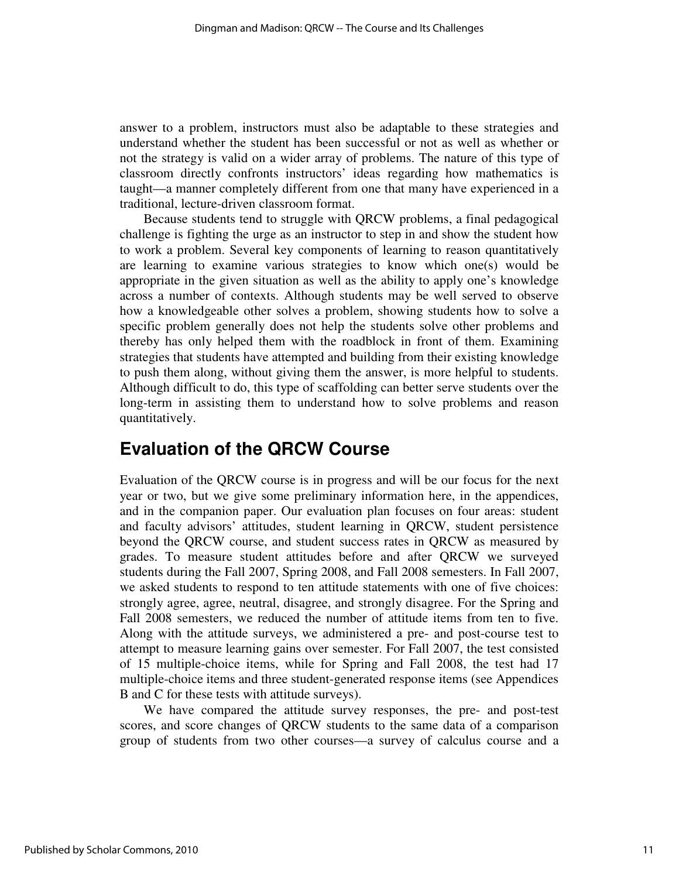answer to a problem, instructors must also be adaptable to these strategies and understand whether the student has been successful or not as well as whether or not the strategy is valid on a wider array of problems. The nature of this type of classroom directly confronts instructors' ideas regarding how mathematics is taught—a manner completely different from one that many have experienced in a traditional, lecture-driven classroom format.

Because students tend to struggle with QRCW problems, a final pedagogical challenge is fighting the urge as an instructor to step in and show the student how to work a problem. Several key components of learning to reason quantitatively are learning to examine various strategies to know which one(s) would be appropriate in the given situation as well as the ability to apply one's knowledge across a number of contexts. Although students may be well served to observe how a knowledgeable other solves a problem, showing students how to solve a specific problem generally does not help the students solve other problems and thereby has only helped them with the roadblock in front of them. Examining strategies that students have attempted and building from their existing knowledge to push them along, without giving them the answer, is more helpful to students. Although difficult to do, this type of scaffolding can better serve students over the long-term in assisting them to understand how to solve problems and reason quantitatively.

## Evaluation of the QRCW Course

Evaluation of the QRCW course is in progress and will be our focus for the next year or two, but we give some preliminary information here, in the appendices, and in the companion paper. Our evaluation plan focuses on four areas: student and faculty advisors' attitudes, student learning in QRCW, student persistence beyond the QRCW course, and student success rates in QRCW as measured by grades. To measure student attitudes before and after QRCW we surveyed students during the Fall 2007, Spring 2008, and Fall 2008 semesters. In Fall 2007, we asked students to respond to ten attitude statements with one of five choices: strongly agree, agree, neutral, disagree, and strongly disagree. For the Spring and Fall 2008 semesters, we reduced the number of attitude items from ten to five. Along with the attitude surveys, we administered a pre- and post-course test to attempt to measure learning gains over semester. For Fall 2007, the test consisted of 15 multiple-choice items, while for Spring and Fall 2008, the test had 17 multiple-choice items and three student-generated response items (see Appendices B and C for these tests with attitude surveys).

We have compared the attitude survey responses, the pre- and post-test scores, and score changes of QRCW students to the same data of a comparison group of students from two other courses—a survey of calculus course and a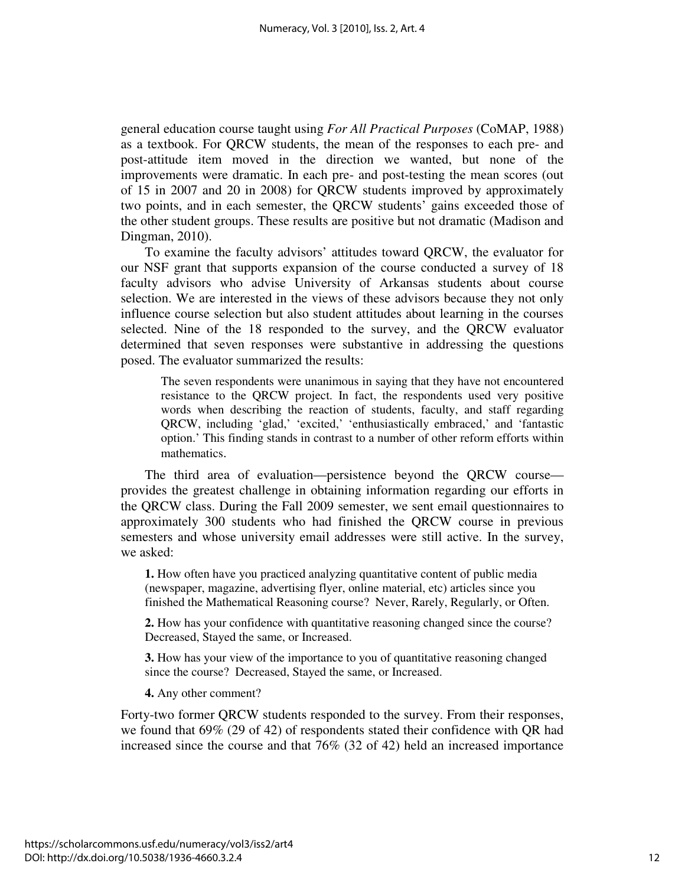general education course taught using *For All Practical Purposes* (CoMAP, 1988) as a textbook. For QRCW students, the mean of the responses to each pre- and post-attitude item moved in the direction we wanted, but none of the improvements were dramatic. In each pre- and post-testing the mean scores (out of 15 in 2007 and 20 in 2008) for QRCW students improved by approximately two points, and in each semester, the QRCW students' gains exceeded those of the other student groups. These results are positive but not dramatic (Madison and Dingman, 2010).

To examine the faculty advisors' attitudes toward QRCW, the evaluator for our NSF grant that supports expansion of the course conducted a survey of 18 faculty advisors who advise University of Arkansas students about course selection. We are interested in the views of these advisors because they not only influence course selection but also student attitudes about learning in the courses selected. Nine of the 18 responded to the survey, and the QRCW evaluator determined that seven responses were substantive in addressing the questions posed. The evaluator summarized the results:

> The seven respondents were unanimous in saying that they have not encountered resistance to the QRCW project. In fact, the respondents used very positive words when describing the reaction of students, faculty, and staff regarding QRCW, including 'glad,' 'excited,' 'enthusiastically embraced,' and 'fantastic option.' This finding stands in contrast to a number of other reform efforts within mathematics.

The third area of evaluation—persistence beyond the QRCW course—provides the greatest challenge in obtaining information regarding our efforts in the QRCW class. During the Fall 2009 semester, we sent email questionnaires to approximately 300 students who had finished the QRCW course in previous semesters and whose university email addresses were still active. In the survey, we asked:

**1.** How often have you practiced analyzing quantitative content of public media (newspaper, magazine, advertising flyer, online material, etc) articles since you finished the Mathematical Reasoning course? Never, Rarely, Regularly, or Often.

**2.** How has your confidence with quantitative reasoning changed since the course? Decreased, Stayed the same, or Increased.

**3.** How has your view of the importance to you of quantitative reasoning changed since the course? Decreased, Stayed the same, or Increased.

**4.** Any other comment?

Forty-two former QRCW students responded to the survey. From their responses, we found that 69% (29 of 42) of respondents stated their confidence with QR had increased since the course and that 76% (32 of 42) held an increased importance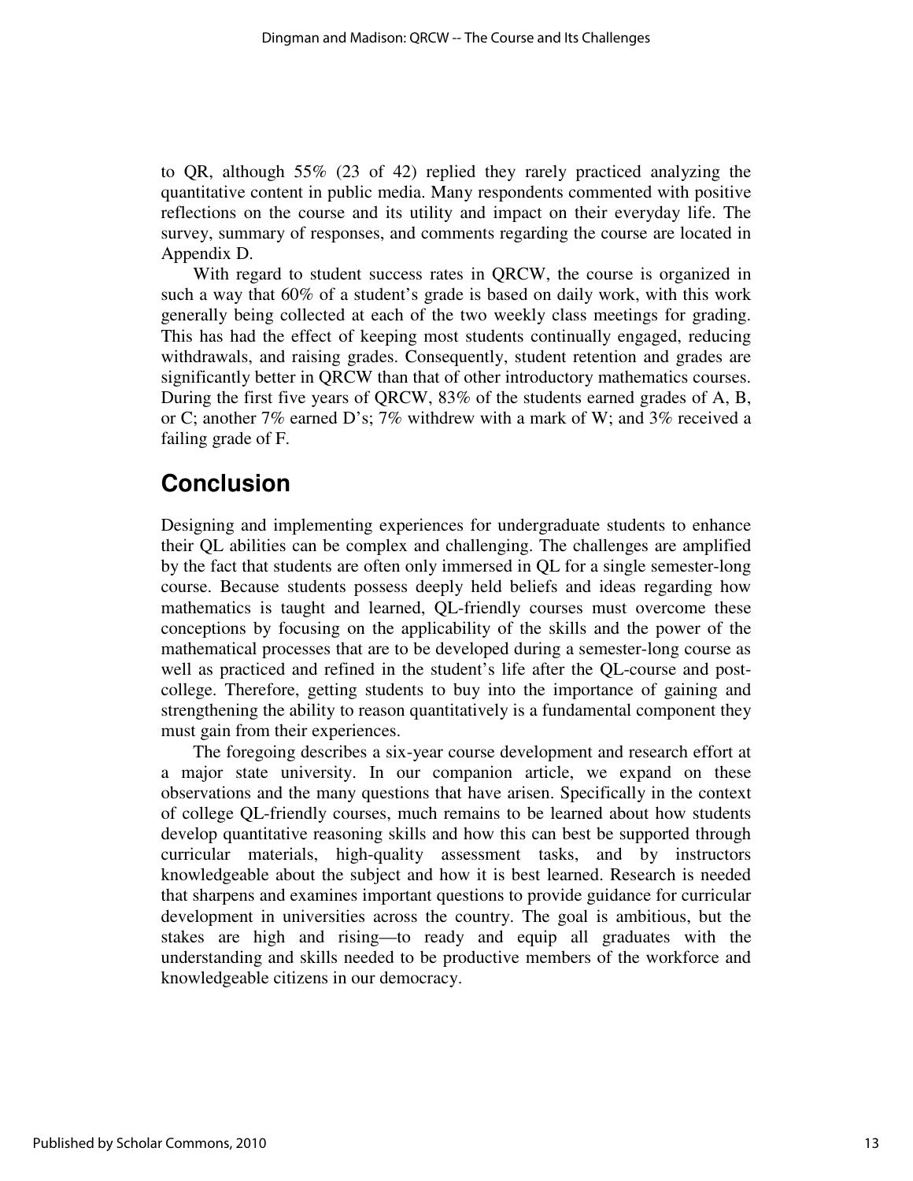to QR, although 55% (23 of 42) replied they rarely practiced analyzing the quantitative content in public media. Many respondents commented with positive reflections on the course and its utility and impact on their everyday life. The survey, summary of responses, and comments regarding the course are located in Appendix D.

With regard to student success rates in QRCW, the course is organized in such a way that 60% of a student's grade is based on daily work, with this work generally being collected at each of the two weekly class meetings for grading. This has had the effect of keeping most students continually engaged, reducing withdrawals, and raising grades. Consequently, student retention and grades are significantly better in QRCW than that of other introductory mathematics courses. During the first five years of QRCW, 83% of the students earned grades of A, B, or C; another 7% earned D's; 7% withdrew with a mark of W; and 3% received a failing grade of F.

## Conclusion

Designing and implementing experiences for undergraduate students to enhance their QL abilities can be complex and challenging. The challenges are amplified by the fact that students are often only immersed in QL for a single semester-long course. Because students possess deeply held beliefs and ideas regarding how mathematics is taught and learned, QL-friendly courses must overcome these conceptions by focusing on the applicability of the skills and the power of the mathematical processes that are to be developed during a semester-long course as well as practiced and refined in the student's life after the QL-course and post-college. Therefore, getting students to buy into the importance of gaining and strengthening the ability to reason quantitatively is a fundamental component they must gain from their experiences.

The foregoing describes a six-year course development and research effort at a major state university. In our companion article, we expand on these observations and the many questions that have arisen. Specifically in the context of college QL-friendly courses, much remains to be learned about how students develop quantitative reasoning skills and how this can best be supported through curricular materials, high-quality assessment tasks, and by instructors knowledgeable about the subject and how it is best learned. Research is needed that sharpens and examines important questions to provide guidance for curricular development in universities across the country. The goal is ambitious, but the stakes are high and rising—to ready and equip all graduates with the understanding and skills needed to be productive members of the workforce and knowledgeable citizens in our democracy.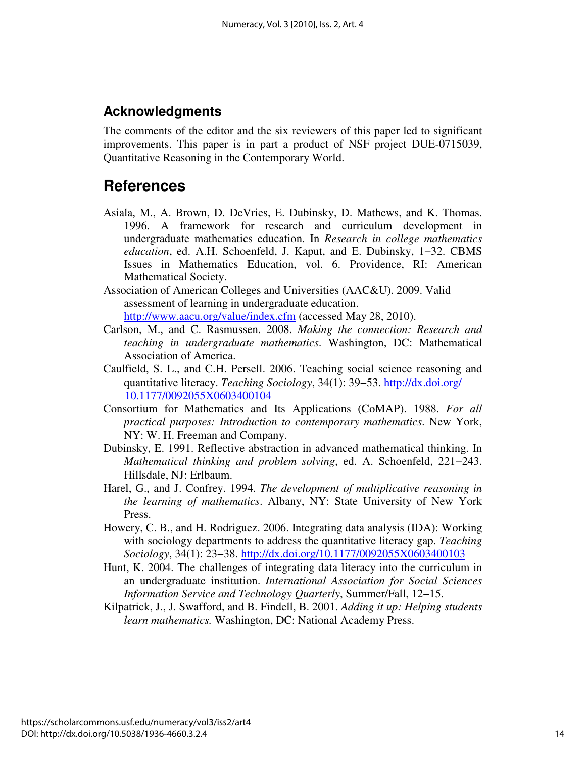## Acknowledgments

The comments of the editor and the six reviewers of this paper led to significant improvements. This paper is in part a product of NSF project DUE-0715039, Quantitative Reasoning in the Contemporary World.

## References

Asiala, M., A. Brown, D. DeVries, E. Dubinsky, D. Mathews, and K. Thomas. 1996. A framework for research and curriculum development in undergraduate mathematics education. In *Research in college mathematics education*, ed. A.H. Schoenfeld, J. Kaput, and E. Dubinsky, 1−32. CBMS Issues in Mathematics Education, vol. 6. Providence, RI: American Mathematical Society.

Association of American Colleges and Universities (AAC&U). 2009. Valid assessment of learning in undergraduate education. http://www.aacu.org/value/index.cfm (accessed May 28, 2010).

Carlson, M., and C. Rasmussen. 2008. *Making the connection: Research and teaching in undergraduate mathematics*. Washington, DC: Mathematical Association of America.

Caulfield, S. L., and C.H. Persell. 2006. Teaching social science reasoning and quantitative literacy. *Teaching Sociology*, 34(1): 39−53. http://dx.doi.org/10.1177/0092055X0603400104

Consortium for Mathematics and Its Applications (CoMAP). 1988. *For all practical purposes: Introduction to contemporary mathematics*. New York, NY: W. H. Freeman and Company.

Dubinsky, E. 1991. Reflective abstraction in advanced mathematical thinking. In *Mathematical thinking and problem solving*, ed. A. Schoenfeld, 221−243. Hillsdale, NJ: Erlbaum.

Harel, G., and J. Confrey. 1994. *The development of multiplicative reasoning in the learning of mathematics*. Albany, NY: State University of New York Press.

Howery, C. B., and H. Rodriguez. 2006. Integrating data analysis (IDA): Working with sociology departments to address the quantitative literacy gap. *Teaching Sociology*, 34(1): 23−38. http://dx.doi.org/10.1177/0092055X0603400103

Hunt, K. 2004. The challenges of integrating data literacy into the curriculum in an undergraduate institution. *International Association for Social Sciences Information Service and Technology Quarterly*, Summer/Fall, 12−15.

Kilpatrick, J., J. Swafford, and B. Findell, B. 2001. *Adding it up: Helping students learn mathematics.* Washington, DC: National Academy Press.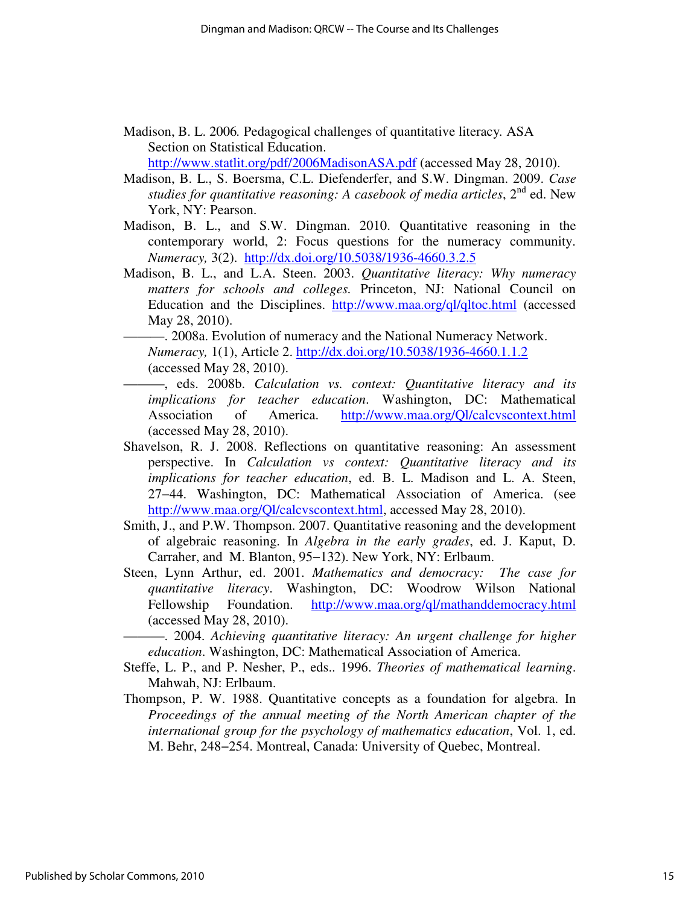Madison, B. L. 2006*.* Pedagogical challenges of quantitative literacy. ASA Section on Statistical Education. http://www.statlit.org/pdf/2006MadisonASA.pdf (accessed May 28, 2010).

Madison, B. L., S. Boersma, C.L. Diefenderfer, and S.W. Dingman. 2009. *Case studies for quantitative reasoning: A casebook of media articles*, 2nd ed. New York, NY: Pearson.

Madison, B. L., and S.W. Dingman. 2010. Quantitative reasoning in the contemporary world, 2: Focus questions for the numeracy community. *Numeracy,* 3(2). http://dx.doi.org/10.5038/1936-4660.3.2.5

Madison, B. L., and L.A. Steen. 2003. *Quantitative literacy: Why numeracy matters for schools and colleges.* Princeton, NJ: National Council on Education and the Disciplines. http://www.maa.org/ql/qltoc.html (accessed May 28, 2010).

———. 2008a. Evolution of numeracy and the National Numeracy Network. *Numeracy,* 1(1), Article 2. http://dx.doi.org/10.5038/1936-4660.1.1.2 (accessed May 28, 2010).

———, eds. 2008b. *Calculation vs. context: Quantitative literacy and its implications for teacher education*. Washington, DC: Mathematical Association of America. http://www.maa.org/Ql/calcvscontext.html (accessed May 28, 2010).

Shavelson, R. J. 2008. Reflections on quantitative reasoning: An assessment perspective. In *Calculation vs context: Quantitative literacy and its implications for teacher education*, ed. B. L. Madison and L. A. Steen, 27−44. Washington, DC: Mathematical Association of America. (see http://www.maa.org/Ql/calcvscontext.html, accessed May 28, 2010).

Smith, J., and P.W. Thompson. 2007. Quantitative reasoning and the development of algebraic reasoning. In *Algebra in the early grades*, ed. J. Kaput, D. Carraher, and M. Blanton, 95−132). New York, NY: Erlbaum.

Steen, Lynn Arthur, ed. 2001. *Mathematics and democracy: The case for quantitative literacy*. Washington, DC: Woodrow Wilson National Fellowship Foundation. http://www.maa.org/ql/mathanddemocracy.html (accessed May 28, 2010).

———. 2004. *Achieving quantitative literacy: An urgent challenge for higher education*. Washington, DC: Mathematical Association of America.

Steffe, L. P., and P. Nesher, P., eds.. 1996. *Theories of mathematical learning*. Mahwah, NJ: Erlbaum.

Thompson, P. W. 1988. Quantitative concepts as a foundation for algebra. In *Proceedings of the annual meeting of the North American chapter of the international group for the psychology of mathematics education*, Vol. 1, ed. M. Behr, 248−254. Montreal, Canada: University of Quebec, Montreal.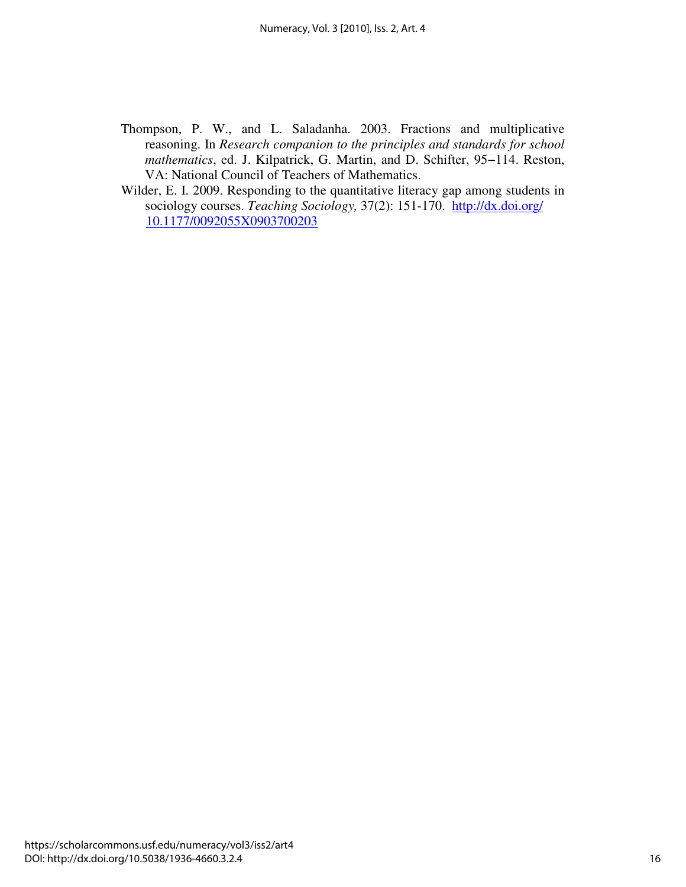Thompson, P. W., and L. Saladanha. 2003. Fractions and multiplicative reasoning. In *Research companion to the principles and standards for school mathematics*, ed. J. Kilpatrick, G. Martin, and D. Schifter, 95−114. Reston, VA: National Council of Teachers of Mathematics.

Wilder, E. I. 2009. Responding to the quantitative literacy gap among students in sociology courses. *Teaching Sociology,* 37(2): 151-170. http://dx.doi.org/10.1177/0092055X0903700203